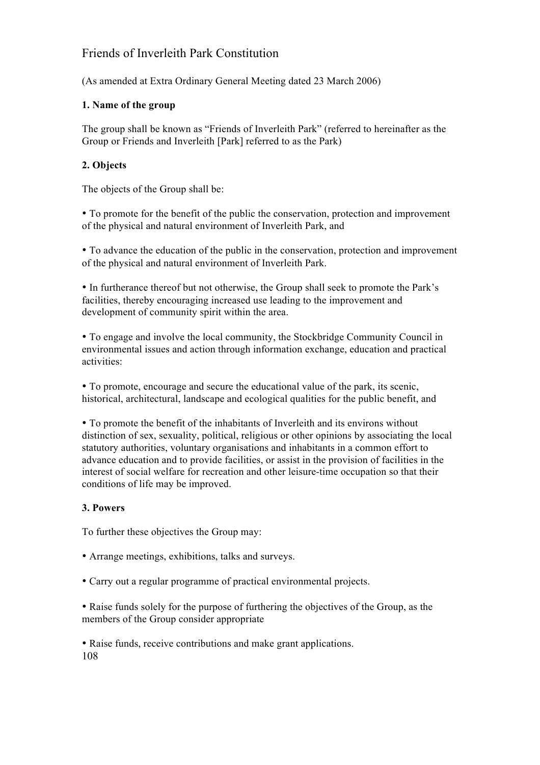# Friends of Inverleith Park Constitution

(As amended at Extra Ordinary General Meeting dated 23 March 2006)

**1. Name of the group**

The group shall be known as "Friends of Inverleith Park" (referred to hereinafter as the Group or Friends and Inverleith [Park] referred to as the Park)

**2. Objects**

The objects of the Group shall be:

- To promote for the benefit of the public the conservation, protection and improvement of the physical and natural environment of Inverleith Park, and

- To advance the education of the public in the conservation, protection and improvement of the physical and natural environment of Inverleith Park.

- In furtherance thereof but not otherwise, the Group shall seek to promote the Park's facilities, thereby encouraging increased use leading to the improvement and development of community spirit within the area.

- To engage and involve the local community, the Stockbridge Community Council in environmental issues and action through information exchange, education and practical activities:

- To promote, encourage and secure the educational value of the park, its scenic, historical, architectural, landscape and ecological qualities for the public benefit, and

- To promote the benefit of the inhabitants of Inverleith and its environs without distinction of sex, sexuality, political, religious or other opinions by associating the local statutory authorities, voluntary organisations and inhabitants in a common effort to advance education and to provide facilities, or assist in the provision of facilities in the interest of social welfare for recreation and other leisure-time occupation so that their conditions of life may be improved.

**3. Powers**

To further these objectives the Group may:

- Arrange meetings, exhibitions, talks and surveys.

- Carry out a regular programme of practical environmental projects.

- Raise funds solely for the purpose of furthering the objectives of the Group, as the members of the Group consider appropriate

- Raise funds, receive contributions and make grant applications.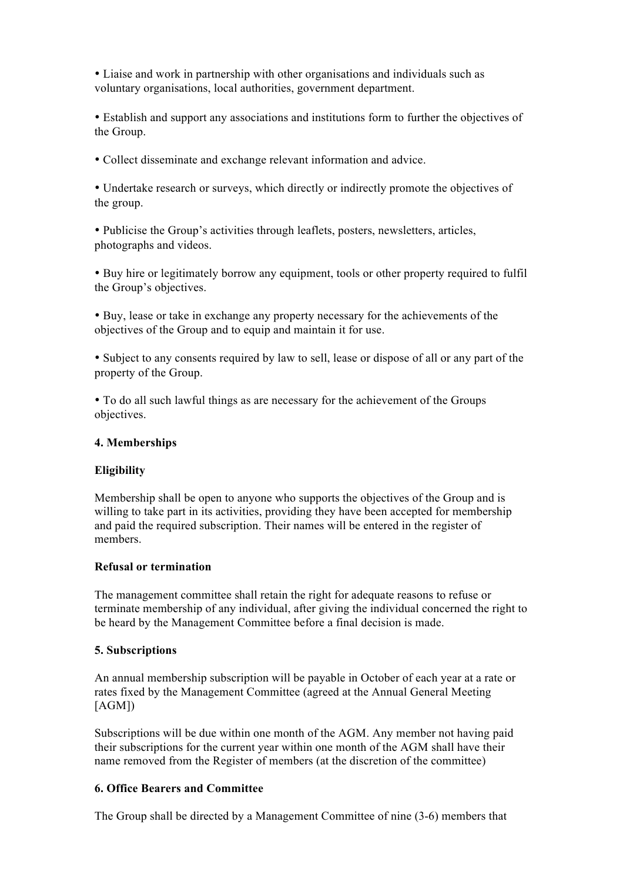- Liaise and work in partnership with other organisations and individuals such as voluntary organisations, local authorities, government department.

- Establish and support any associations and institutions form to further the objectives of the Group.

- Collect disseminate and exchange relevant information and advice.

- Undertake research or surveys, which directly or indirectly promote the objectives of the group.

- Publicise the Group's activities through leaflets, posters, newsletters, articles, photographs and videos.

- Buy hire or legitimately borrow any equipment, tools or other property required to fulfil the Group's objectives.

- Buy, lease or take in exchange any property necessary for the achievements of the objectives of the Group and to equip and maintain it for use.

- Subject to any consents required by law to sell, lease or dispose of all or any part of the property of the Group.

- To do all such lawful things as are necessary for the achievement of the Groups objectives.

**4. Memberships**

**Eligibility**

Membership shall be open to anyone who supports the objectives of the Group and is willing to take part in its activities, providing they have been accepted for membership and paid the required subscription. Their names will be entered in the register of members.

**Refusal or termination**

The management committee shall retain the right for adequate reasons to refuse or terminate membership of any individual, after giving the individual concerned the right to be heard by the Management Committee before a final decision is made.

**5. Subscriptions**

An annual membership subscription will be payable in October of each year at a rate or rates fixed by the Management Committee (agreed at the Annual General Meeting [AGM])

Subscriptions will be due within one month of the AGM. Any member not having paid their subscriptions for the current year within one month of the AGM shall have their name removed from the Register of members (at the discretion of the committee)

**6. Office Bearers and Committee**

The Group shall be directed by a Management Committee of nine (3-6) members that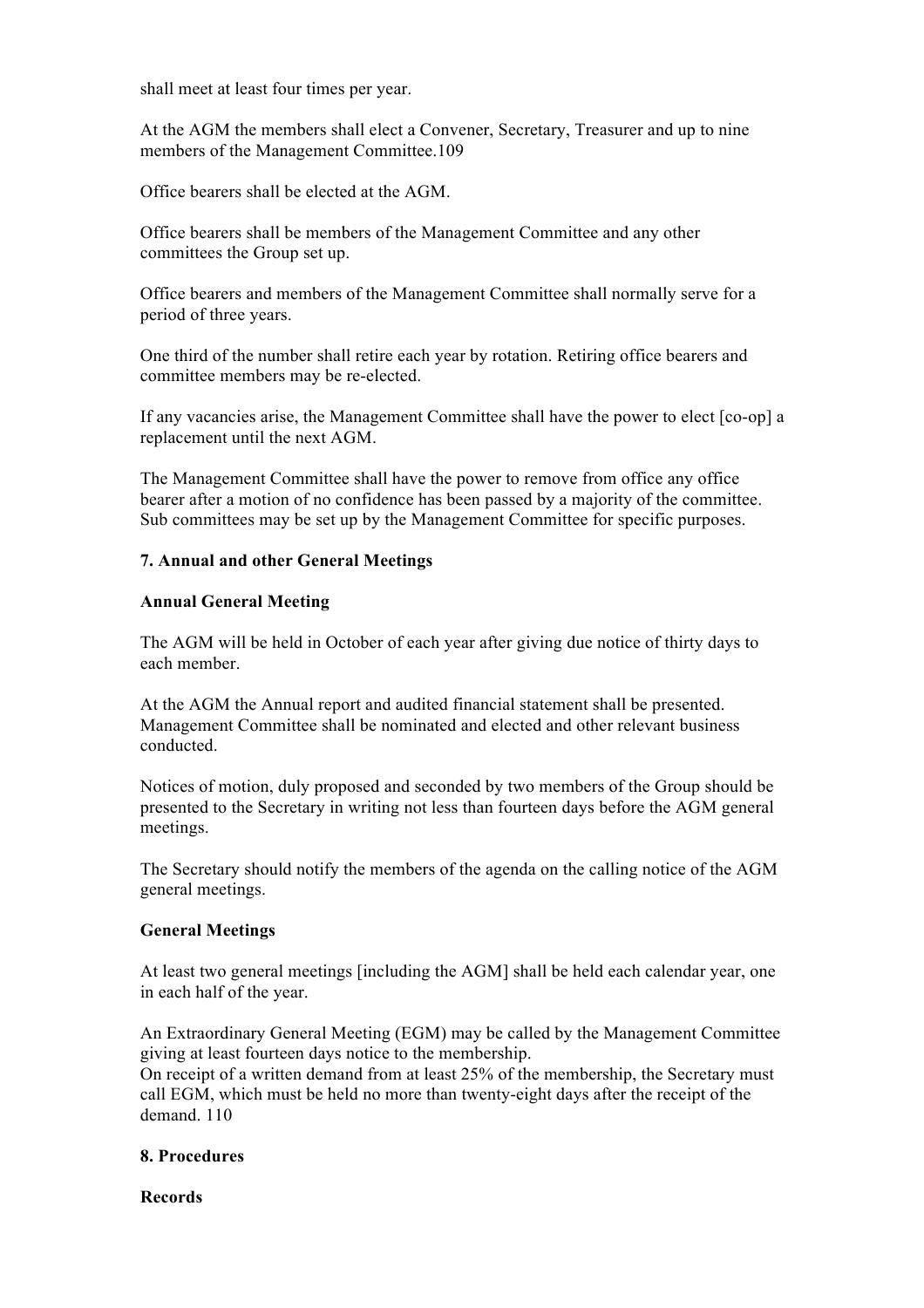shall meet at least four times per year.

At the AGM the members shall elect a Convener, Secretary, Treasurer and up to nine members of the Management Committee.109

Office bearers shall be elected at the AGM.

Office bearers shall be members of the Management Committee and any other committees the Group set up.

Office bearers and members of the Management Committee shall normally serve for a period of three years.

One third of the number shall retire each year by rotation. Retiring office bearers and committee members may be re-elected.

If any vacancies arise, the Management Committee shall have the power to elect [co-op] a replacement until the next AGM.

The Management Committee shall have the power to remove from office any office bearer after a motion of no confidence has been passed by a majority of the committee. Sub committees may be set up by the Management Committee for specific purposes.

### 7. Annual and other General Meetings

**Annual General Meeting**

The AGM will be held in October of each year after giving due notice of thirty days to each member.

At the AGM the Annual report and audited financial statement shall be presented. Management Committee shall be nominated and elected and other relevant business conducted.

Notices of motion, duly proposed and seconded by two members of the Group should be presented to the Secretary in writing not less than fourteen days before the AGM general meetings.

The Secretary should notify the members of the agenda on the calling notice of the AGM general meetings.

**General Meetings**

At least two general meetings [including the AGM] shall be held each calendar year, one in each half of the year.

An Extraordinary General Meeting (EGM) may be called by the Management Committee giving at least fourteen days notice to the membership.
On receipt of a written demand from at least 25% of the membership, the Secretary must call EGM, which must be held no more than twenty-eight days after the receipt of the demand. 110

### 8. Procedures

**Records**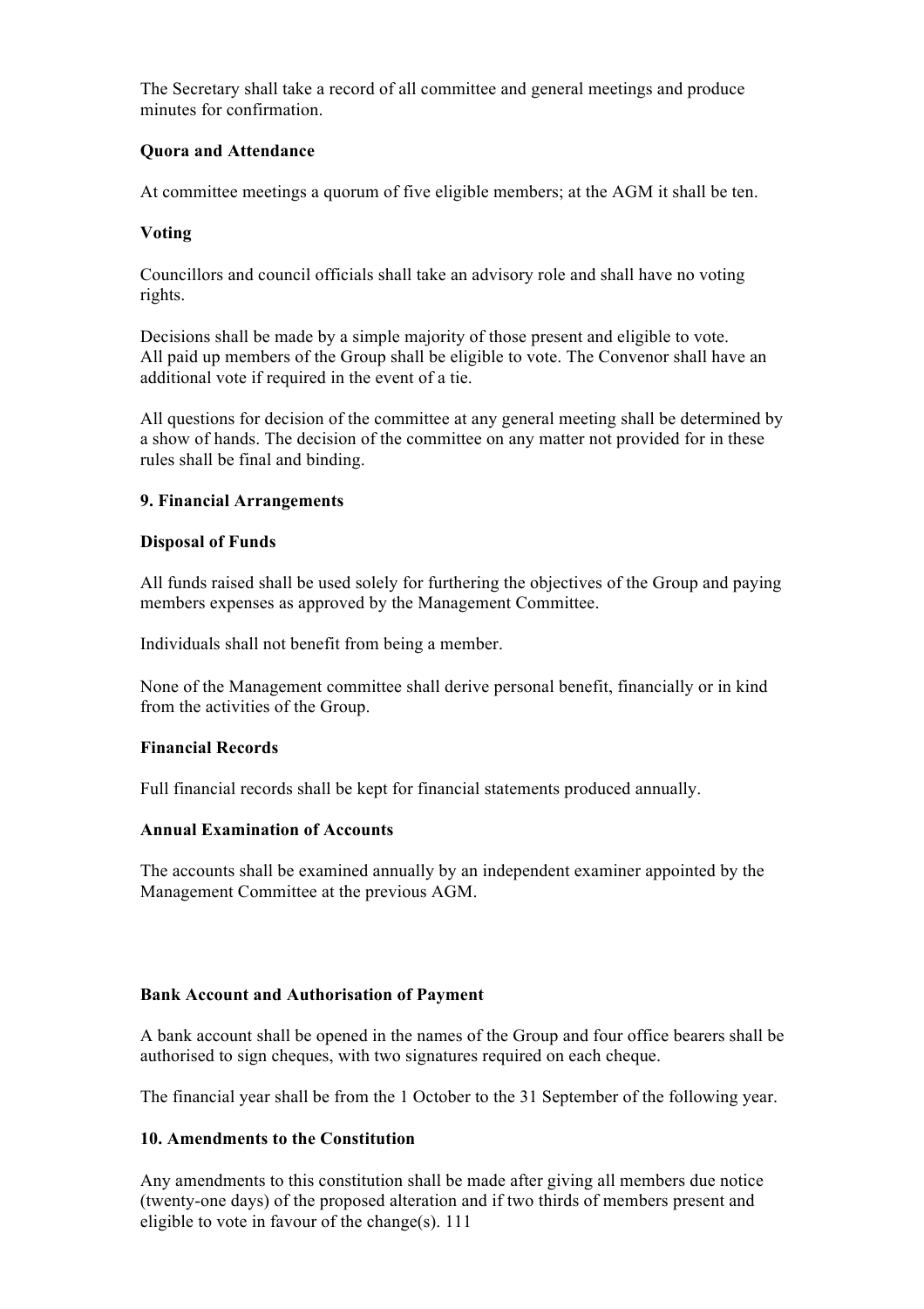The Secretary shall take a record of all committee and general meetings and produce minutes for confirmation.

**Quora and Attendance**

At committee meetings a quorum of five eligible members; at the AGM it shall be ten.

**Voting**

Councillors and council officials shall take an advisory role and shall have no voting rights.

Decisions shall be made by a simple majority of those present and eligible to vote. All paid up members of the Group shall be eligible to vote. The Convenor shall have an additional vote if required in the event of a tie.

All questions for decision of the committee at any general meeting shall be determined by a show of hands. The decision of the committee on any matter not provided for in these rules shall be final and binding.

## 9. Financial Arrangements

**Disposal of Funds**

All funds raised shall be used solely for furthering the objectives of the Group and paying members expenses as approved by the Management Committee.

Individuals shall not benefit from being a member.

None of the Management committee shall derive personal benefit, financially or in kind from the activities of the Group.

**Financial Records**

Full financial records shall be kept for financial statements produced annually.

**Annual Examination of Accounts**

The accounts shall be examined annually by an independent examiner appointed by the Management Committee at the previous AGM.

**Bank Account and Authorisation of Payment**

A bank account shall be opened in the names of the Group and four office bearers shall be authorised to sign cheques, with two signatures required on each cheque.

The financial year shall be from the 1 October to the 31 September of the following year.

## 10. Amendments to the Constitution

Any amendments to this constitution shall be made after giving all members due notice (twenty-one days) of the proposed alteration and if two thirds of members present and eligible to vote in favour of the change(s). 111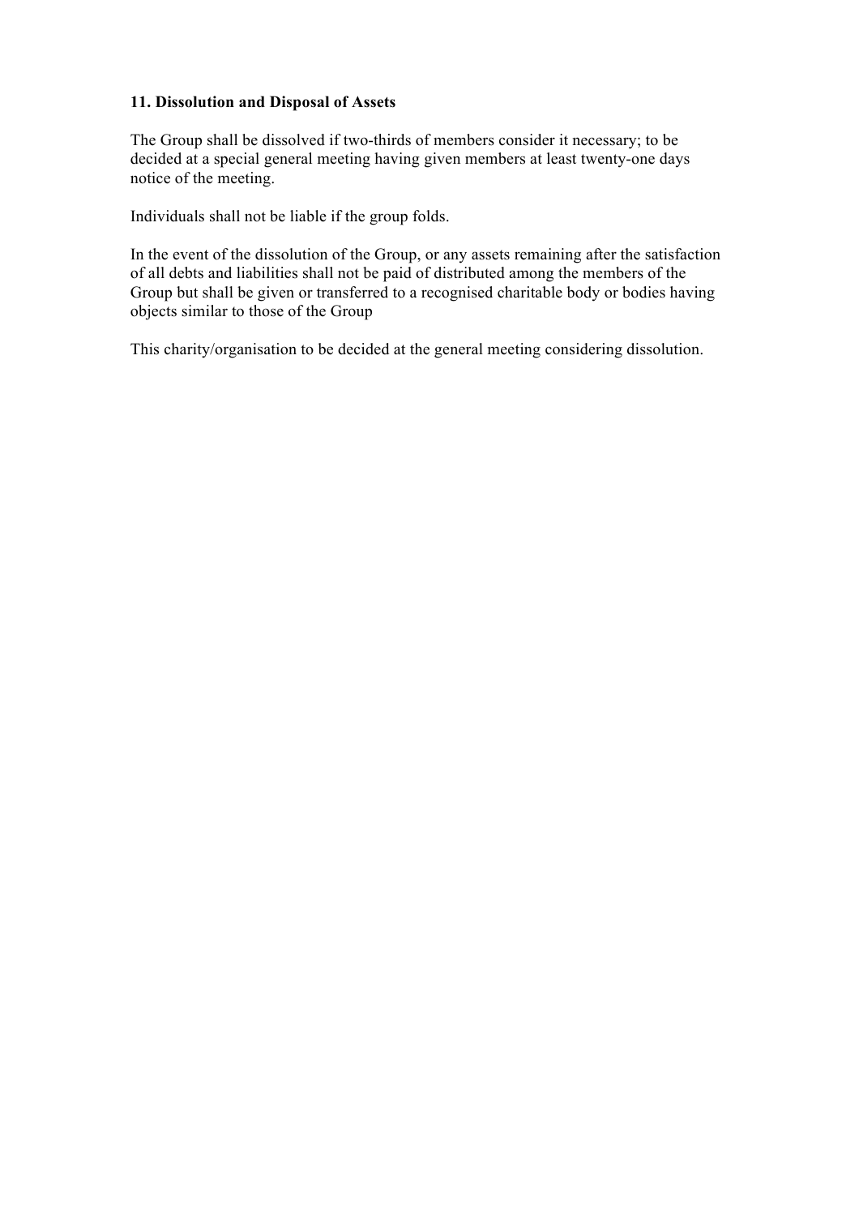**11. Dissolution and Disposal of Assets**

The Group shall be dissolved if two-thirds of members consider it necessary; to be decided at a special general meeting having given members at least twenty-one days notice of the meeting.

Individuals shall not be liable if the group folds.

In the event of the dissolution of the Group, or any assets remaining after the satisfaction of all debts and liabilities shall not be paid of distributed among the members of the Group but shall be given or transferred to a recognised charitable body or bodies having objects similar to those of the Group

This charity/organisation to be decided at the general meeting considering dissolution.